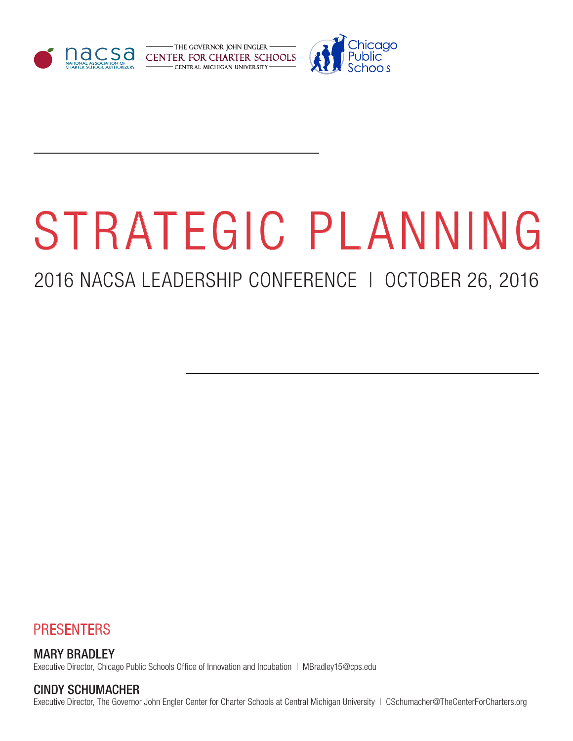# STRATEGIC PLANNING

## 2016 NACSA LEADERSHIP CONFERENCE | OCTOBER 26, 2016

### PRESENTERS

**MARY BRADLEY**
Executive Director, Chicago Public Schools Office of Innovation and Incubation | MBradley15@cps.edu

**CINDY SCHUMACHER**
Executive Director, The Governor John Engler Center for Charter Schools at Central Michigan University | CSchumacher@TheCenterForCharters.org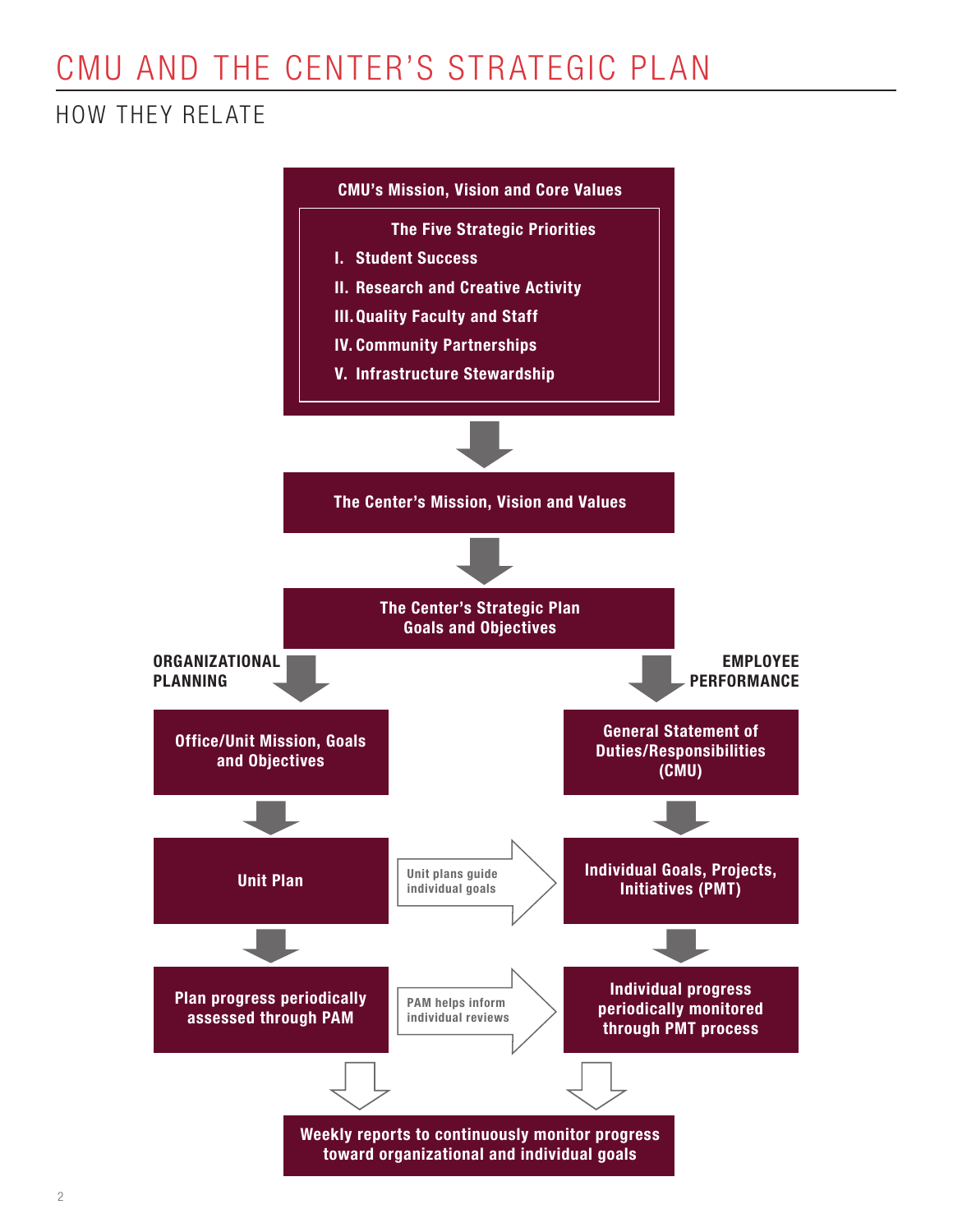# CMU AND THE CENTER'S STRATEGIC PLAN

## HOW THEY RELATE

**CMU's Mission, Vision and Core Values**

**The Five Strategic Priorities**

- **I. Student Success**
- **II. Research and Creative Activity**
- **III. Quality Faculty and Staff**
- **IV. Community Partnerships**
- **V. Infrastructure Stewardship**

**The Center's Mission, Vision and Values**

**The Center's Strategic Plan Goals and Objectives**

**ORGANIZATIONAL PLANNING**

**Office/Unit Mission, Goals and Objectives**

**Unit Plan**

**Plan progress periodically assessed through PAM**

**EMPLOYEE PERFORMANCE**

**General Statement of Duties/Responsibilities (CMU)**

**Individual Goals, Projects, Initiatives (PMT)**

**Individual progress periodically monitored through PMT process**

Unit plans guide individual goals

PAM helps inform individual reviews

**Weekly reports to continuously monitor progress toward organizational and individual goals**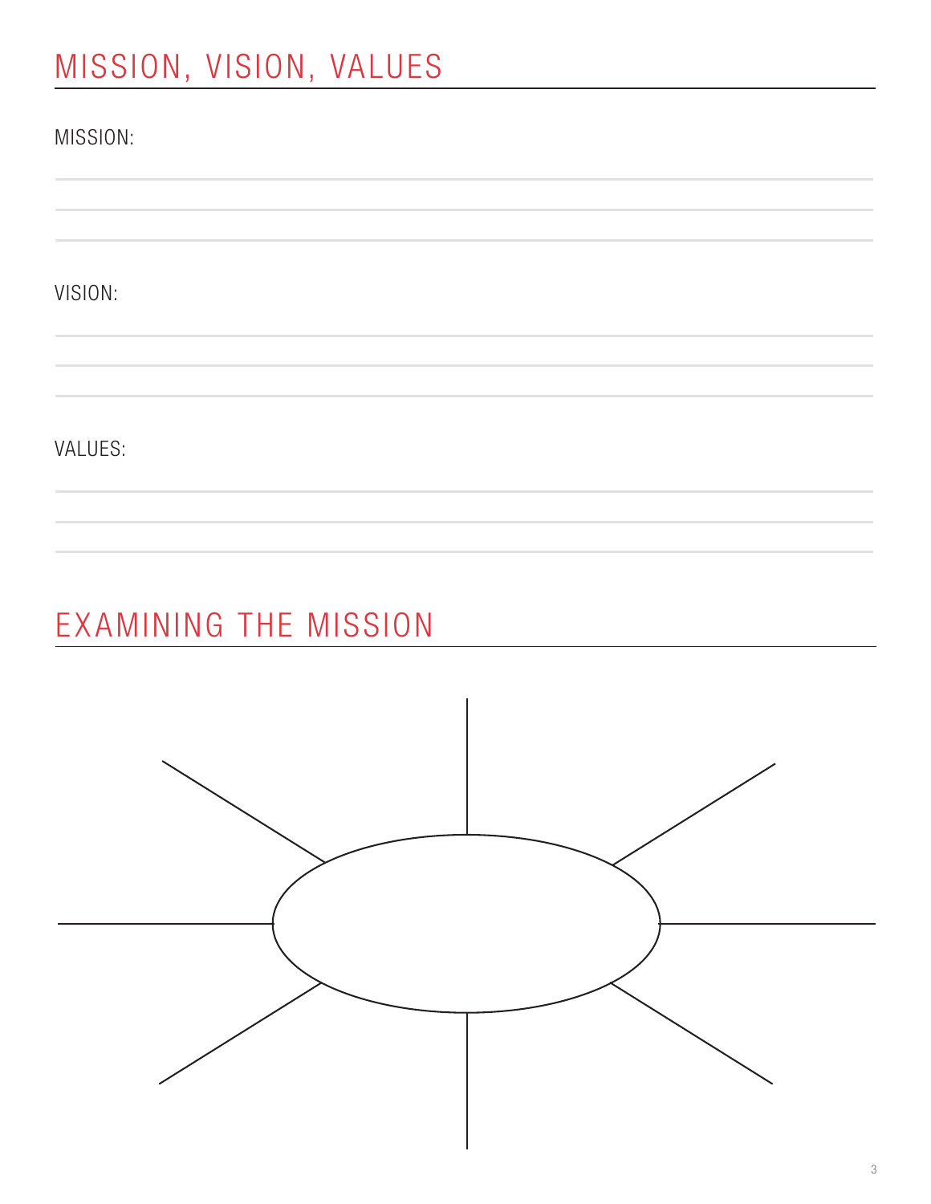## MISSION, VISION, VALUES

MISSION:

VISION:

VALUES:

## EXAMINING THE MISSION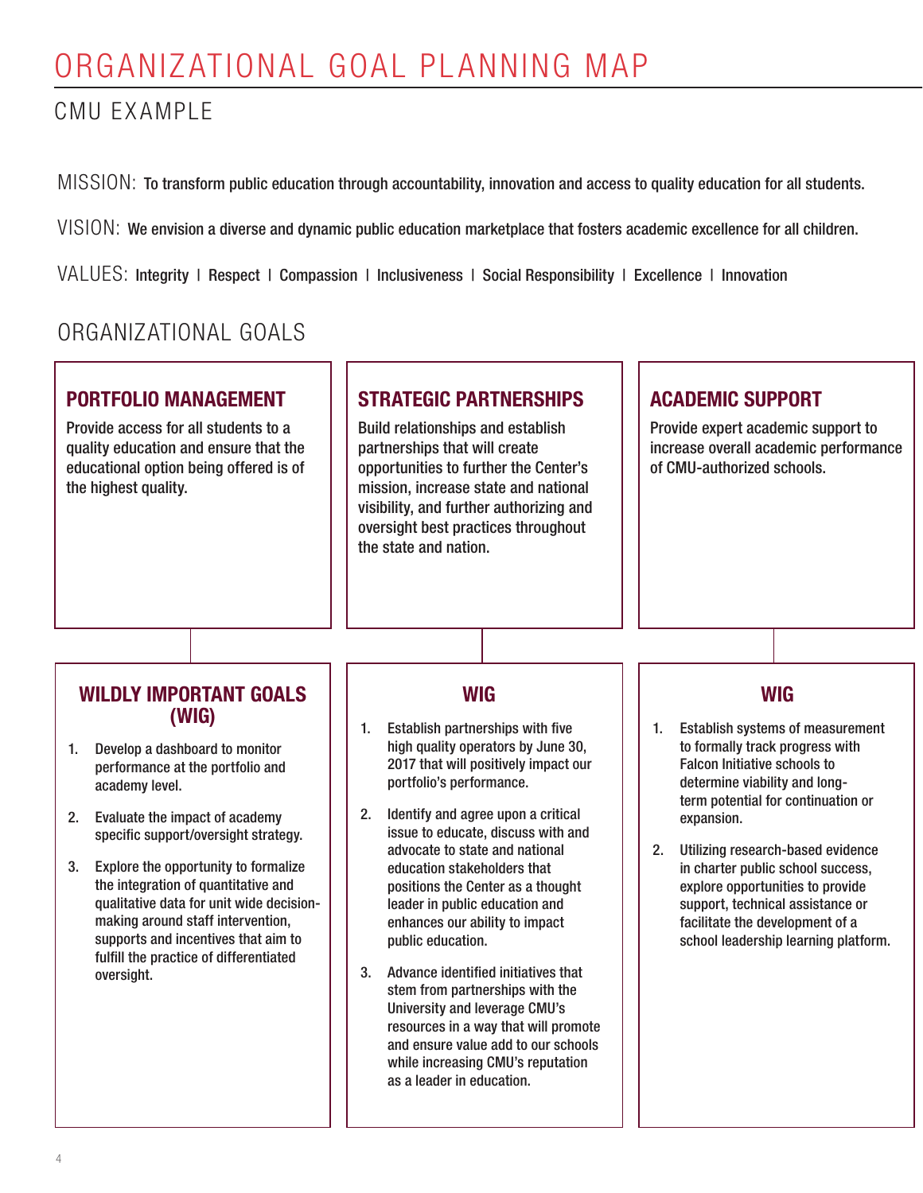# ORGANIZATIONAL GOAL PLANNING MAP

## CMU EXAMPLE

MISSION: To transform public education through accountability, innovation and access to quality education for all students.

VISION: We envision a diverse and dynamic public education marketplace that fosters academic excellence for all children.

VALUES: Integrity | Respect | Compassion | Inclusiveness | Social Responsibility | Excellence | Innovation

## ORGANIZATIONAL GOALS

### PORTFOLIO MANAGEMENT

Provide access for all students to a quality education and ensure that the educational option being offered is of the highest quality.

#### WILDLY IMPORTANT GOALS (WIG)

1. Develop a dashboard to monitor performance at the portfolio and academy level.
2. Evaluate the impact of academy specific support/oversight strategy.
3. Explore the opportunity to formalize the integration of quantitative and qualitative data for unit wide decision-making around staff intervention, supports and incentives that aim to fulfill the practice of differentiated oversight.

### STRATEGIC PARTNERSHIPS

Build relationships and establish partnerships that will create opportunities to further the Center's mission, increase state and national visibility, and further authorizing and oversight best practices throughout the state and nation.

#### WIG

1. Establish partnerships with five high quality operators by June 30, 2017 that will positively impact our portfolio's performance.
2. Identify and agree upon a critical issue to educate, discuss with and advocate to state and national education stakeholders that positions the Center as a thought leader in public education and enhances our ability to impact public education.
3. Advance identified initiatives that stem from partnerships with the University and leverage CMU's resources in a way that will promote and ensure value add to our schools while increasing CMU's reputation as a leader in education.

### ACADEMIC SUPPORT

Provide expert academic support to increase overall academic performance of CMU-authorized schools.

#### WIG

1. Establish systems of measurement to formally track progress with Falcon Initiative schools to determine viability and long-term potential for continuation or expansion.
2. Utilizing research-based evidence in charter public school success, explore opportunities to provide support, technical assistance or facilitate the development of a school leadership learning platform.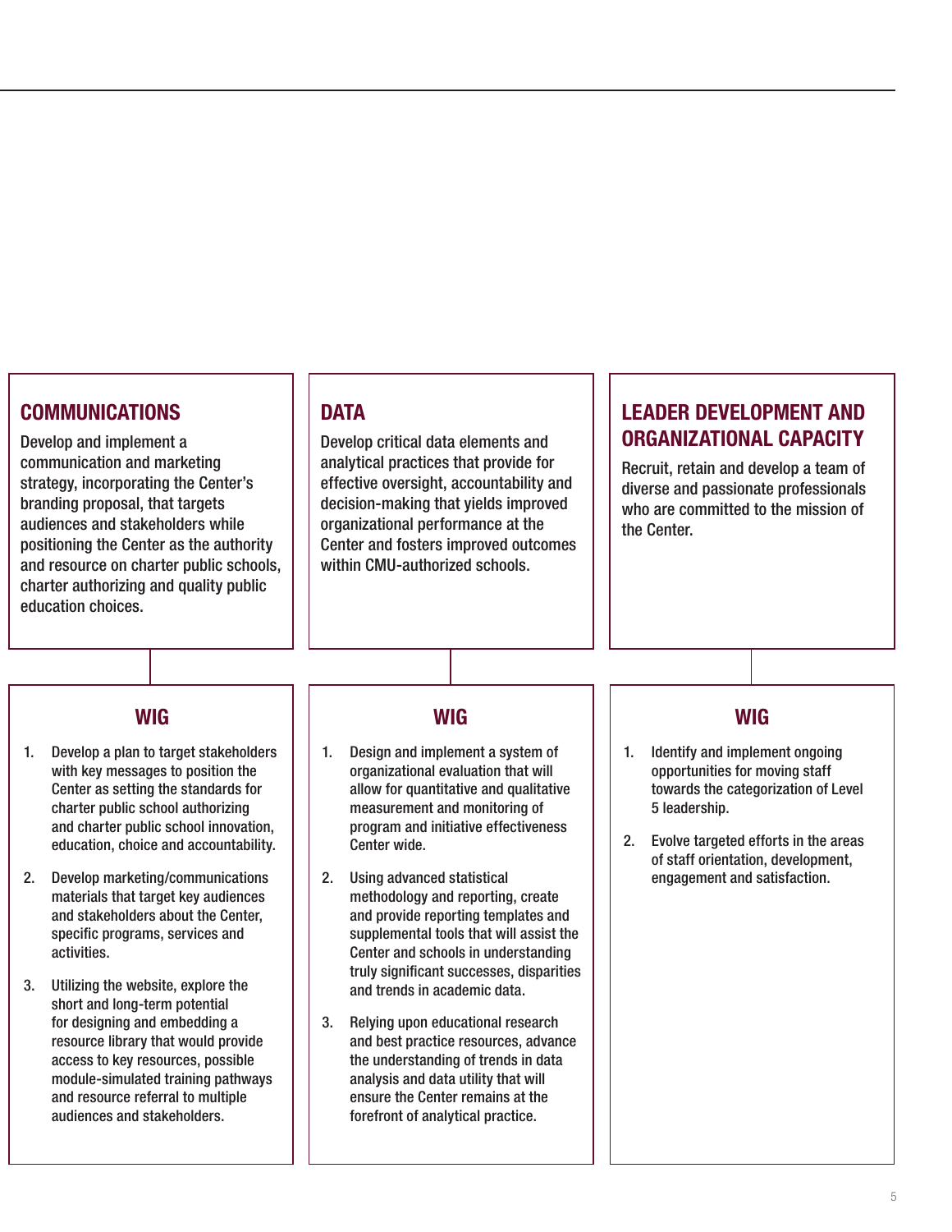## COMMUNICATIONS

Develop and implement a communication and marketing strategy, incorporating the Center's branding proposal, that targets audiences and stakeholders while positioning the Center as the authority and resource on charter public schools, charter authorizing and quality public education choices.

### WIG

1. Develop a plan to target stakeholders with key messages to position the Center as setting the standards for charter public school authorizing and charter public school innovation, education, choice and accountability.
2. Develop marketing/communications materials that target key audiences and stakeholders about the Center, specific programs, services and activities.
3. Utilizing the website, explore the short and long-term potential for designing and embedding a resource library that would provide access to key resources, possible module-simulated training pathways and resource referral to multiple audiences and stakeholders.

## DATA

Develop critical data elements and analytical practices that provide for effective oversight, accountability and decision-making that yields improved organizational performance at the Center and fosters improved outcomes within CMU-authorized schools.

### WIG

1. Design and implement a system of organizational evaluation that will allow for quantitative and qualitative measurement and monitoring of program and initiative effectiveness Center wide.
2. Using advanced statistical methodology and reporting, create and provide reporting templates and supplemental tools that will assist the Center and schools in understanding truly significant successes, disparities and trends in academic data.
3. Relying upon educational research and best practice resources, advance the understanding of trends in data analysis and data utility that will ensure the Center remains at the forefront of analytical practice.

## LEADER DEVELOPMENT AND ORGANIZATIONAL CAPACITY

Recruit, retain and develop a team of diverse and passionate professionals who are committed to the mission of the Center.

### WIG

1. Identify and implement ongoing opportunities for moving staff towards the categorization of Level 5 leadership.
2. Evolve targeted efforts in the areas of staff orientation, development, engagement and satisfaction.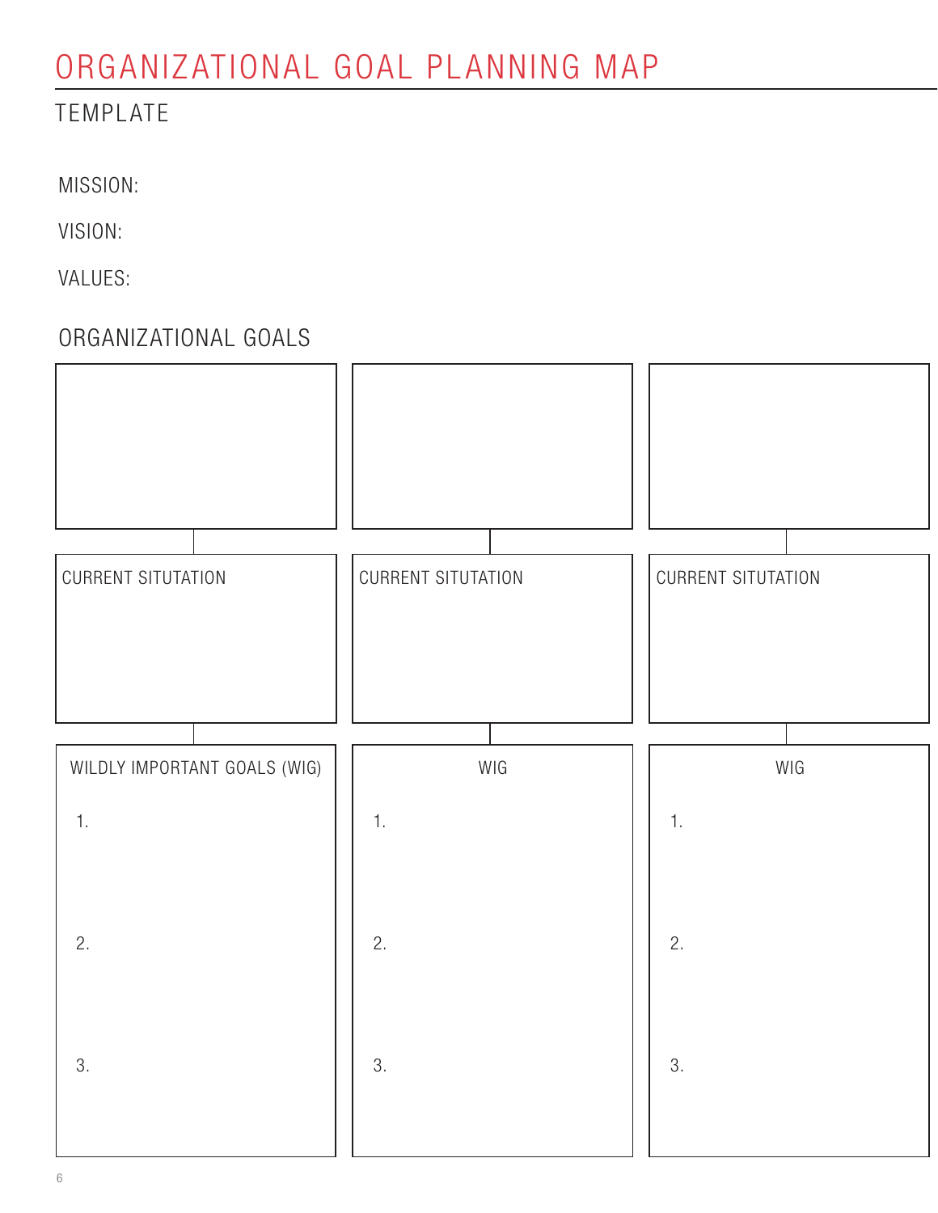# ORGANIZATIONAL GOAL PLANNING MAP

## TEMPLATE

MISSION:

VISION:

VALUES:

## ORGANIZATIONAL GOALS

| | | |
|---|---|---|
| | | |
| CURRENT SITUTATION | CURRENT SITUTATION | CURRENT SITUTATION |
| WILDLY IMPORTANT GOALS (WIG) | WIG | WIG |
| 1. | 1. | 1. |
| 2. | 2. | 2. |
| 3. | 3. | 3. |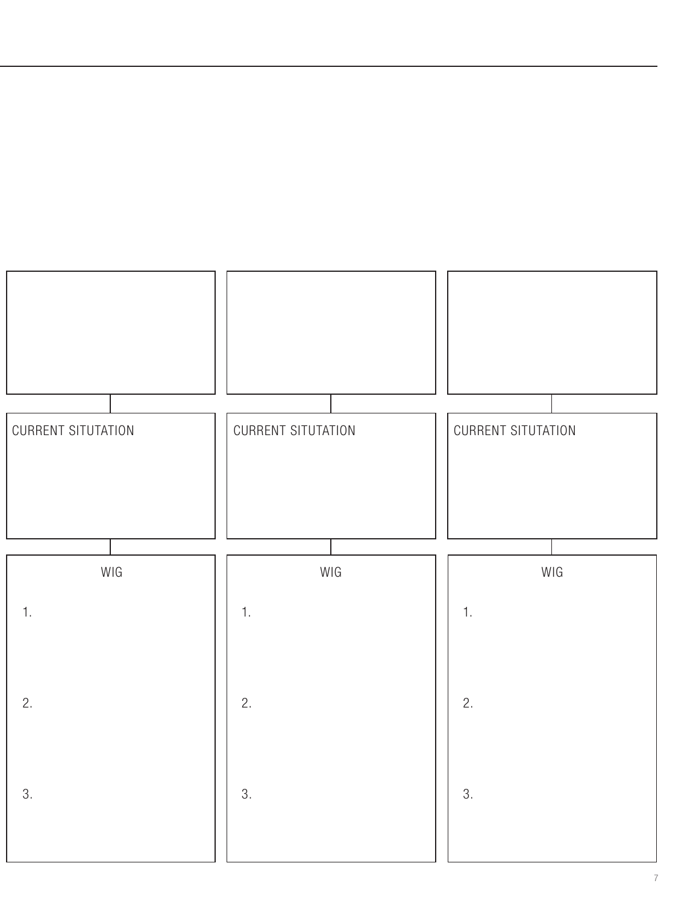| | | |
|---|---|---|
| | | |
| CURRENT SITUTATION | CURRENT SITUTATION | CURRENT SITUTATION |
| WIG<br><br>1.<br><br>2.<br><br>3. | WIG<br><br>1.<br><br>2.<br><br>3. | WIG<br><br>1.<br><br>2.<br><br>3. |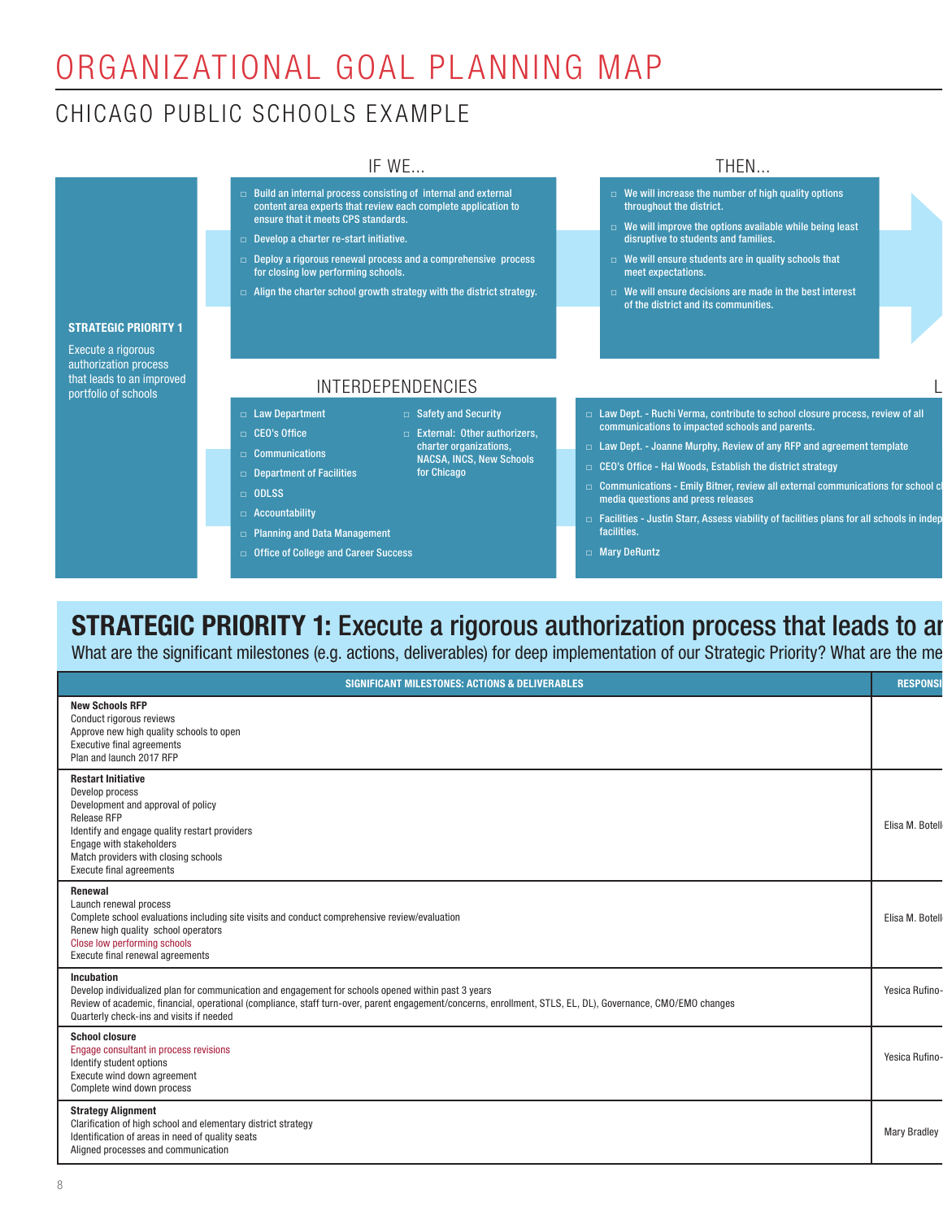// Organizational Goal Planning Map — CPS Example (page 8)
# ORGANIZATIONAL GOAL PLANNING MAP

## CHICAGO PUBLIC SCHOOLS EXAMPLE

**STRATEGIC PRIORITY 1**

Execute a rigorous authorization process that leads to an improved portfolio of schools

### IF WE...

- Build an internal process consisting of internal and external content area experts that review each complete application to ensure that it meets CPS standards.
- Develop a charter re-start initiative.
- Deploy a rigorous renewal process and a comprehensive process for closing low performing schools.
- Align the charter school growth strategy with the district strategy.

### THEN...

- We will increase the number of high quality options throughout the district.
- We will improve the options available while being least disruptive to students and families.
- We will ensure students are in quality schools that meet expectations.
- We will ensure decisions are made in the best interest of the district and its communities.

### INTERDEPENDENCIES

- Law Department
- CEO's Office
- Communications
- Department of Facilities
- ODLSS
- Accountability
- Planning and Data Management
- Office of College and Career Success
- Safety and Security
- External: Other authorizers, charter organizations, NACSA, INCS, New Schools for Chicago

### L

- Law Dept. - Ruchi Verma, contribute to school closure process, review of all communications to impacted schools and parents.
- Law Dept. - Joanne Murphy, Review of any RFP and agreement template
- CEO's Office - Hal Woods, Establish the district strategy
- Communications - Emily Bitner, review all external communications for school cl media questions and press releases
- Facilities - Justin Starr, Assess viability of facilities plans for all schools in indep facilities.
- Mary DeRuntz

## STRATEGIC PRIORITY 1: Execute a rigorous authorization process that leads to an

What are the significant milestones (e.g. actions, deliverables) for deep implementation of our Strategic Priority? What are the me

| SIGNIFICANT MILESTONES: ACTIONS & DELIVERABLES | RESPONSI |
|---|---|
| **New Schools RFP**<br>Conduct rigorous reviews<br>Approve new high quality schools to open<br>Executive final agreements<br>Plan and launch 2017 RFP | |
| **Restart Initiative**<br>Develop process<br>Development and approval of policy<br>Release RFP<br>Identify and engage quality restart providers<br>Engage with stakeholders<br>Match providers with closing schools<br>Execute final agreements | Elisa M. Botell |
| **Renewal**<br>Launch renewal process<br>Complete school evaluations including site visits and conduct comprehensive review/evaluation<br>Renew high quality school operators<br>Close low performing schools<br>Execute final renewal agreements | Elisa M. Botell |
| **Incubation**<br>Develop individualized plan for communication and engagement for schools opened within past 3 years<br>Review of academic, financial, operational (compliance, staff turn-over, parent engagement/concerns, enrollment, STLS, EL, DL), Governance, CMO/EMO changes<br>Quarterly check-ins and visits if needed | Yesica Rufino- |
| **School closure**<br>Engage consultant in process revisions<br>Identify student options<br>Execute wind down agreement<br>Complete wind down process | Yesica Rufino- |
| **Strategy Alignment**<br>Clarification of high school and elementary district strategy<br>Identification of areas in need of quality seats<br>Aligned processes and communication | Mary Bradley |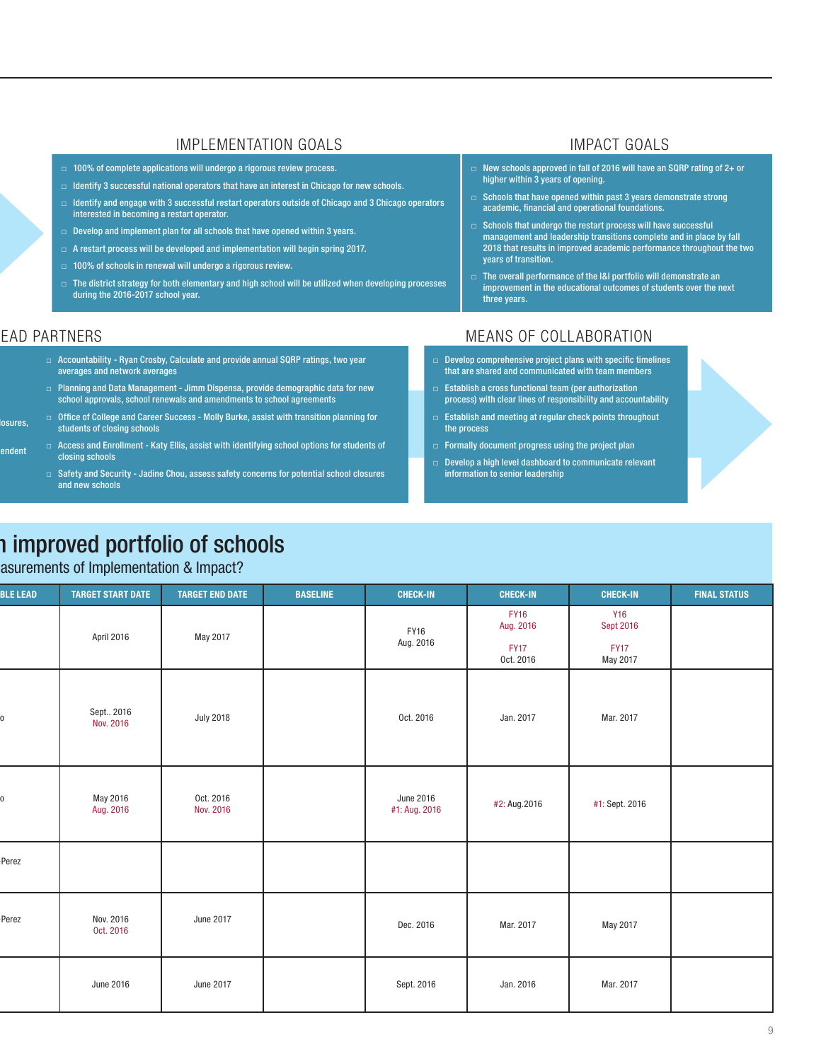## IMPLEMENTATION GOALS

- 100% of complete applications will undergo a rigorous review process.
- Identify 3 successful national operators that have an interest in Chicago for new schools.
- Identify and engage with 3 successful restart operators outside of Chicago and 3 Chicago operators interested in becoming a restart operator.
- Develop and implement plan for all schools that have opened within 3 years.
- A restart process will be developed and implementation will begin spring 2017.
- 100% of schools in renewal will undergo a rigorous review.
- The district strategy for both elementary and high school will be utilized when developing processes during the 2016-2017 school year.

## IMPACT GOALS

- New schools approved in fall of 2016 will have an SQRP rating of 2+ or higher within 3 years of opening.
- Schools that have opened within past 3 years demonstrate strong academic, financial and operational foundations.
- Schools that undergo the restart process will have successful management and leadership transitions complete and in place by fall 2018 that results in improved academic performance throughout the two years of transition.
- The overall performance of the I&I portfolio will demonstrate an improvement in the educational outcomes of students over the next three years.

## EAD PARTNERS

losures,

endent

- Accountability - Ryan Crosby, Calculate and provide annual SQRP ratings, two year averages and network averages
- Planning and Data Management - Jimm Dispensa, provide demographic data for new school approvals, school renewals and amendments to school agreements
- Office of College and Career Success - Molly Burke, assist with transition planning for students of closing schools
- Access and Enrollment - Katy Ellis, assist with identifying school options for students of closing schools
- Safety and Security - Jadine Chou, assess safety concerns for potential school closures and new schools

## MEANS OF COLLABORATION

- Develop comprehensive project plans with specific timelines that are shared and communicated with team members
- Establish a cross functional team (per authorization process) with clear lines of responsibility and accountability
- Establish and meeting at regular check points throughout the process
- Formally document progress using the project plan
- Develop a high level dashboard to communicate relevant information to senior leadership

# n improved portfolio of schools

## asurements of Implementation & Impact?

| BLE LEAD | TARGET START DATE | TARGET END DATE | BASELINE | CHECK-IN | CHECK-IN | CHECK-IN | FINAL STATUS |
|---|---|---|---|---|---|---|---|
| | April 2016 | May 2017 | | FY16 Aug. 2016 | FY16 Aug. 2016 FY17 Oct. 2016 | Y16 Sept 2016 FY17 May 2017 | |
| o | Sept.. 2016 Nov. 2016 | July 2018 | | Oct. 2016 | Jan. 2017 | Mar. 2017 | |
| o | May 2016 Aug. 2016 | Oct. 2016 Nov. 2016 | | June 2016 #1: Aug. 2016 | #2: Aug.2016 | #1: Sept. 2016 | |
| Perez | | | | | | | |
| Perez | Nov. 2016 Oct. 2016 | June 2017 | | Dec. 2016 | Mar. 2017 | May 2017 | |
| | June 2016 | June 2017 | | Sept. 2016 | Jan. 2016 | Mar. 2017 | |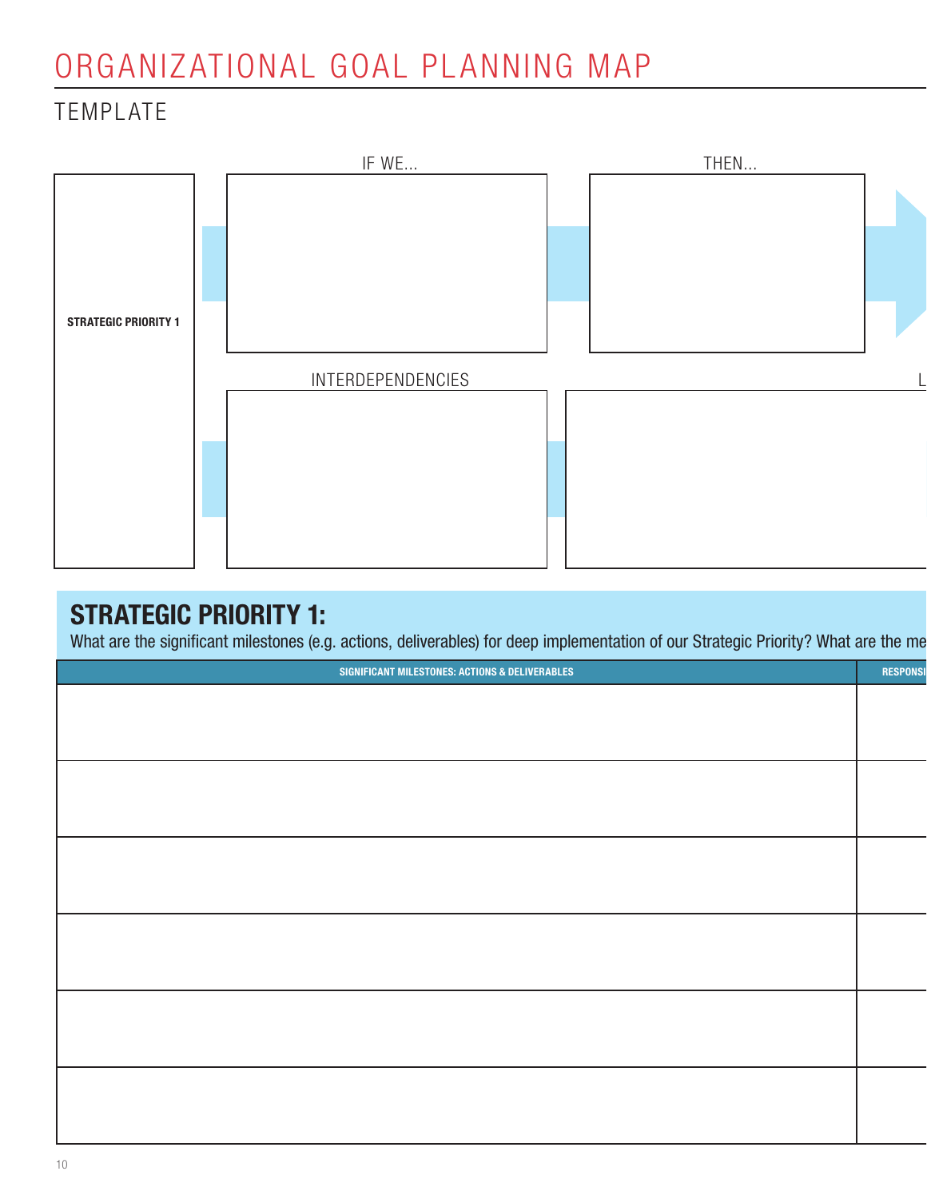# ORGANIZATIONAL GOAL PLANNING MAP

## TEMPLATE

IF WE...

THEN...

STRATEGIC PRIORITY 1

INTERDEPENDENCIES

L

## STRATEGIC PRIORITY 1:

What are the significant milestones (e.g. actions, deliverables) for deep implementation of our Strategic Priority? What are the me

| SIGNIFICANT MILESTONES: ACTIONS & DELIVERABLES | RESPONSI |
|---|---|
| | |
| | |
| | |
| | |
| | |
| | |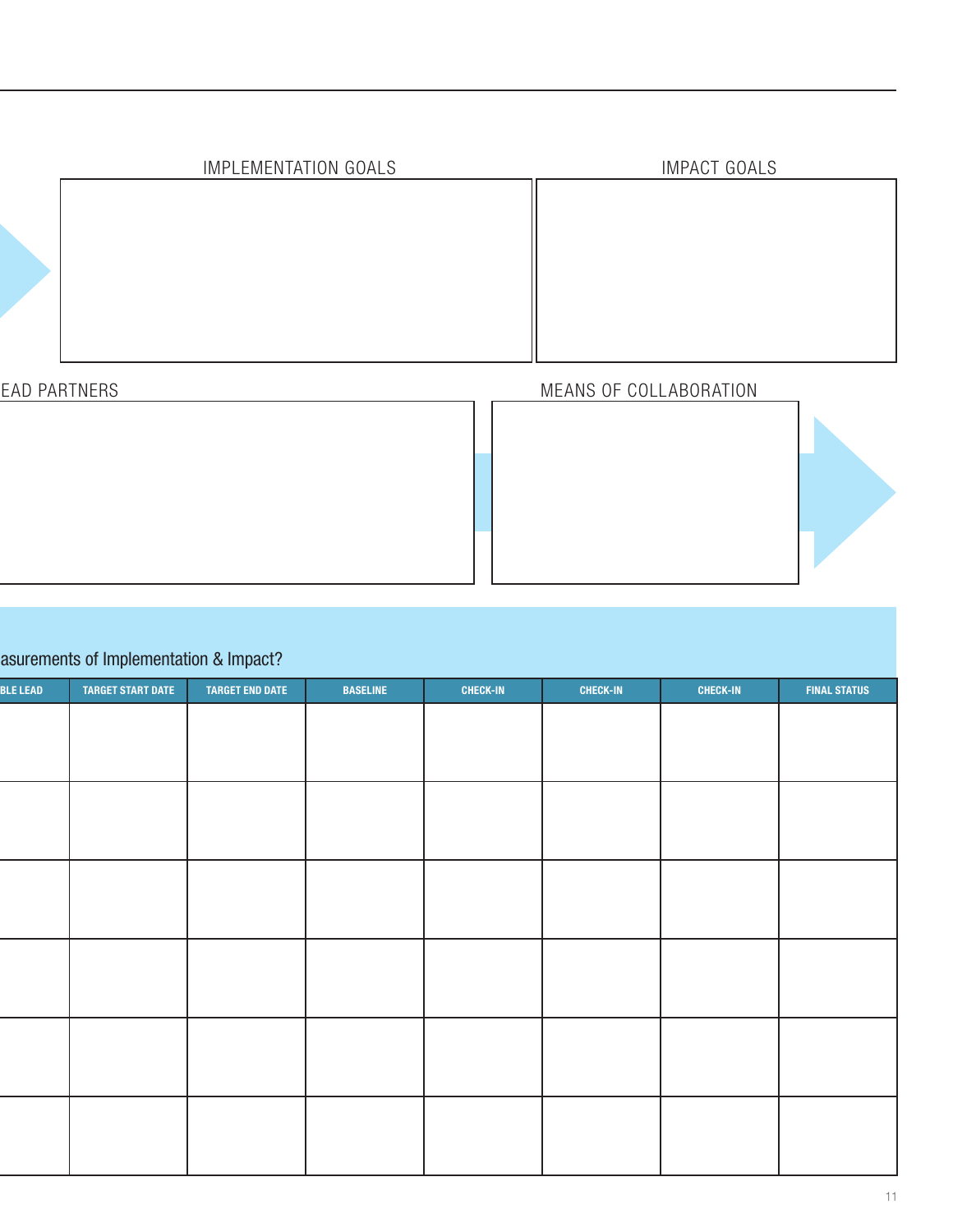IMPLEMENTATION GOALS

IMPACT GOALS

EAD PARTNERS

MEANS OF COLLABORATION

asurements of Implementation & Impact?

| BLE LEAD | TARGET START DATE | TARGET END DATE | BASELINE | CHECK-IN | CHECK-IN | CHECK-IN | FINAL STATUS |
|---|---|---|---|---|---|---|---|
| | | | | | | | |
| | | | | | | | |
| | | | | | | | |
| | | | | | | | |
| | | | | | | | |
| | | | | | | | |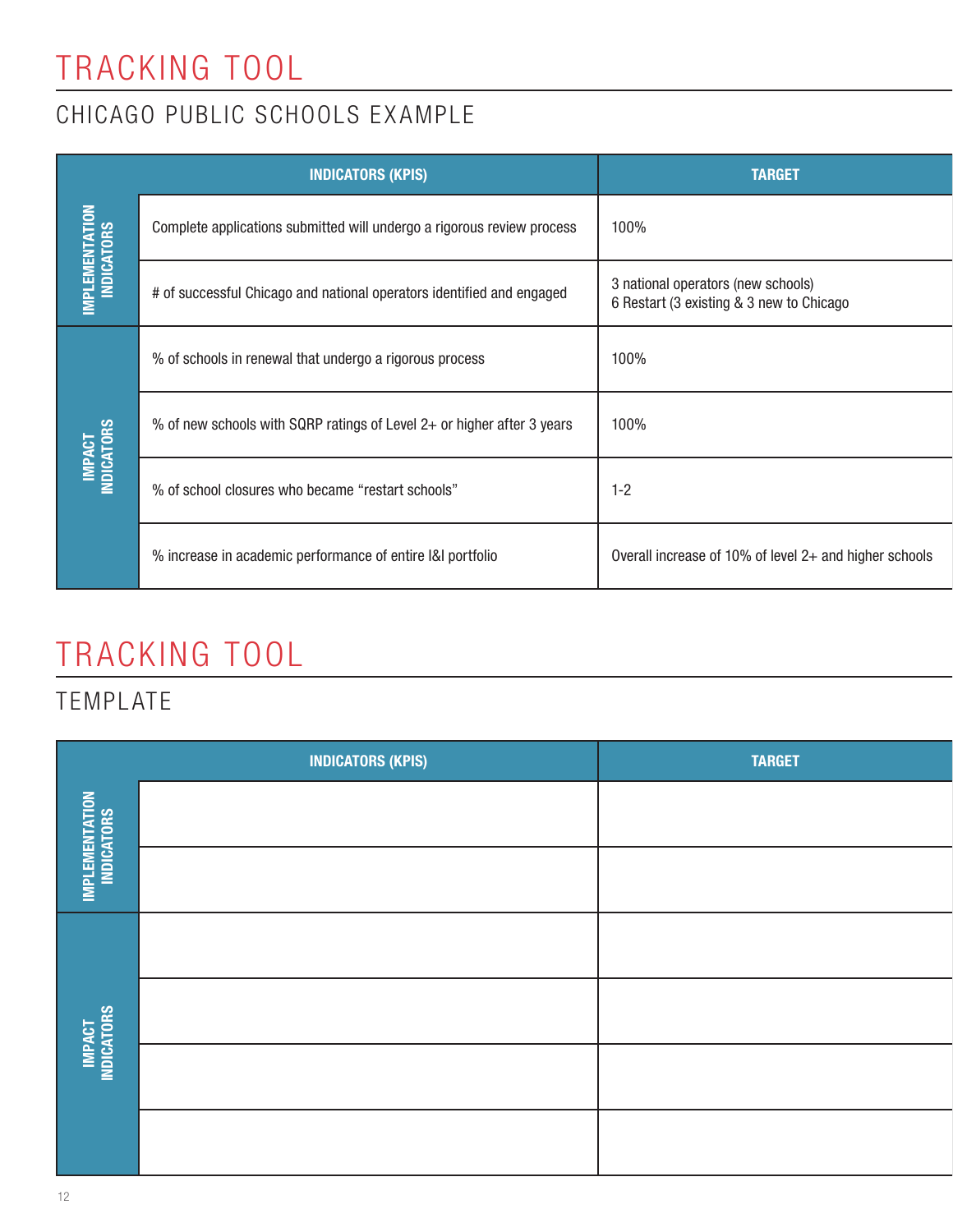# TRACKING TOOL

## CHICAGO PUBLIC SCHOOLS EXAMPLE

| | INDICATORS (KPIS) | TARGET |
|---|---|---|
| IMPLEMENTATION INDICATORS | Complete applications submitted will undergo a rigorous review process | 100% |
| | # of successful Chicago and national operators identified and engaged | 3 national operators (new schools)<br>6 Restart (3 existing & 3 new to Chicago |
| IMPACT INDICATORS | % of schools in renewal that undergo a rigorous process | 100% |
| | % of new schools with SQRP ratings of Level 2+ or higher after 3 years | 100% |
| | % of school closures who became "restart schools" | 1-2 |
| | % increase in academic performance of entire I&I portfolio | Overall increase of 10% of level 2+ and higher schools |

# TRACKING TOOL

## TEMPLATE

| | INDICATORS (KPIS) | TARGET |
|---|---|---|
| IMPLEMENTATION INDICATORS | | |
| | | |
| IMPACT INDICATORS | | |
| | | |
| | | |
| | | |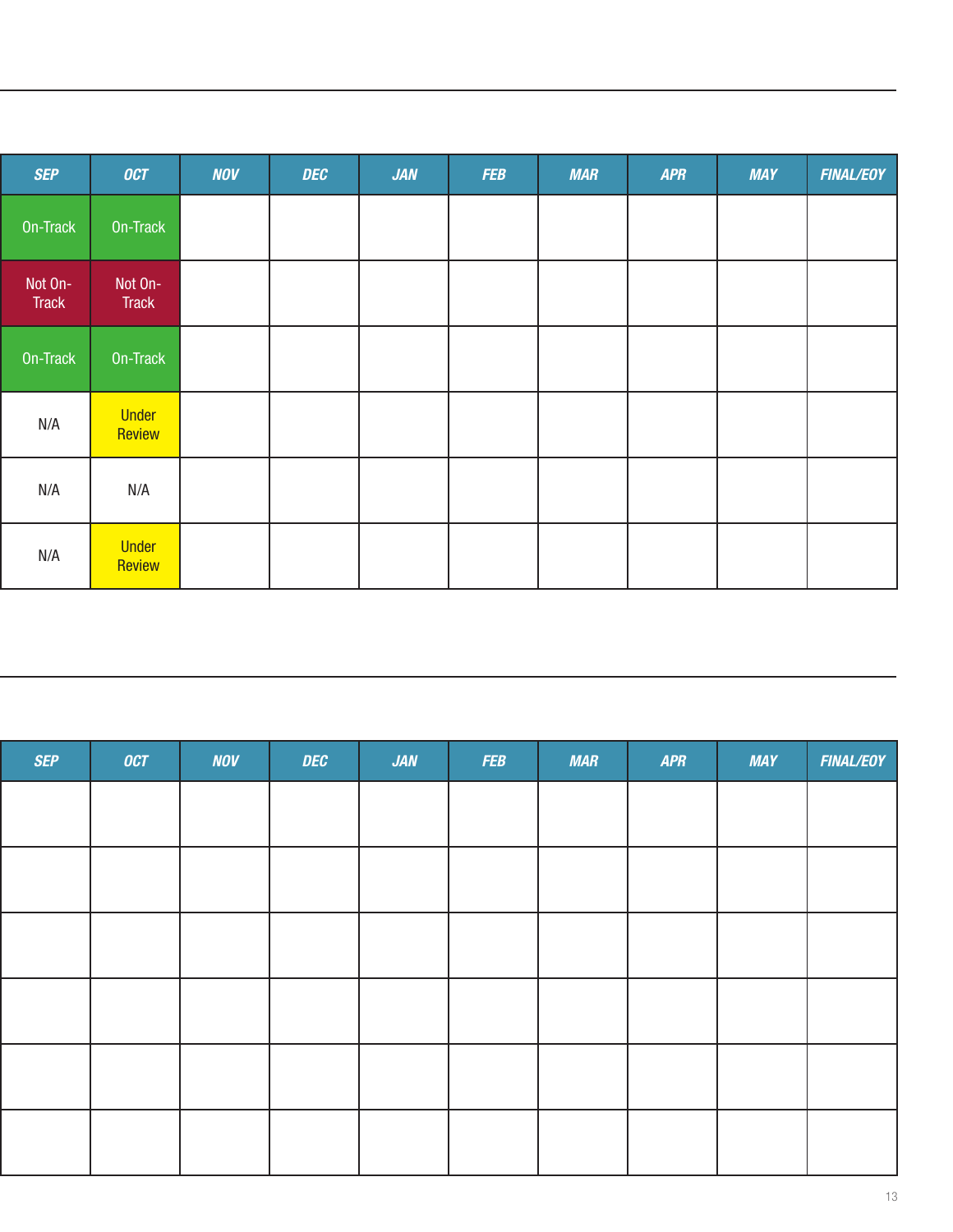| SEP | OCT | NOV | DEC | JAN | FEB | MAR | APR | MAY | FINAL/EOY |
|---|---|---|---|---|---|---|---|---|---|
| On-Track | On-Track | | | | | | | | |
| Not On-Track | Not On-Track | | | | | | | | |
| On-Track | On-Track | | | | | | | | |
| N/A | Under Review | | | | | | | | |
| N/A | N/A | | | | | | | | |
| N/A | Under Review | | | | | | | | |

| SEP | OCT | NOV | DEC | JAN | FEB | MAR | APR | MAY | FINAL/EOY |
|---|---|---|---|---|---|---|---|---|---|
| | | | | | | | | | |
| | | | | | | | | | |
| | | | | | | | | | |
| | | | | | | | | | |
| | | | | | | | | | |
| | | | | | | | | | |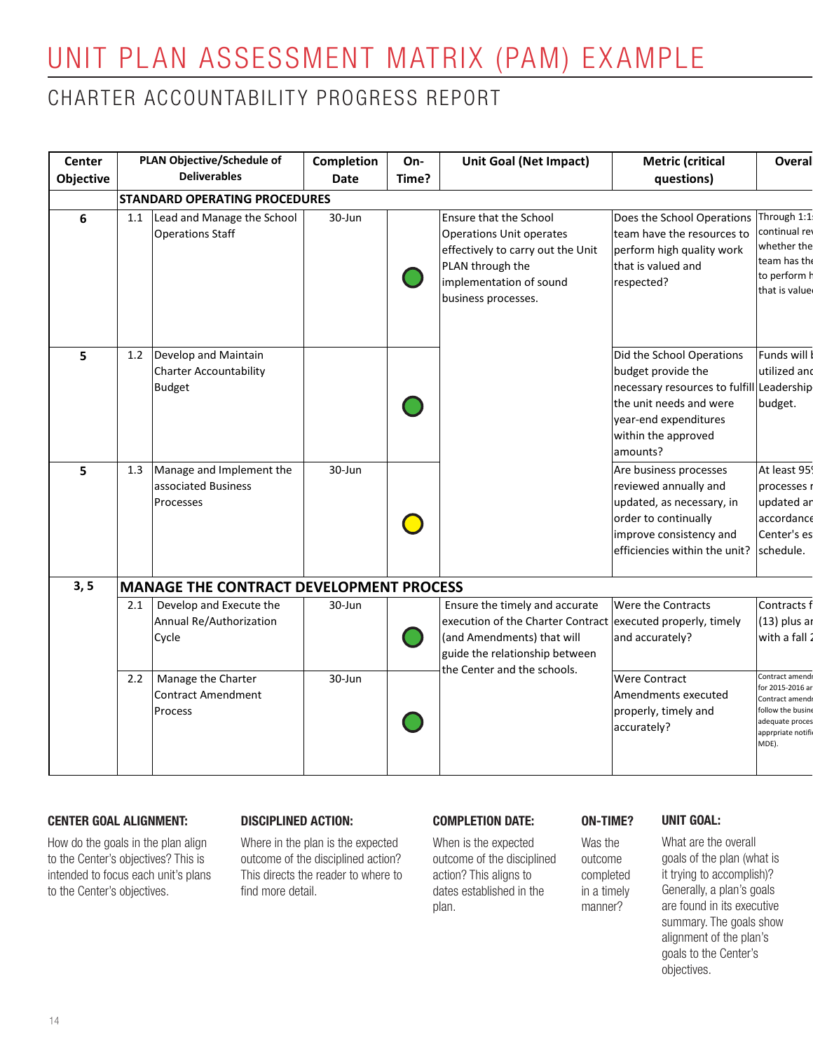# UNIT PLAN ASSESSMENT MATRIX (PAM) EXAMPLE

## CHARTER ACCOUNTABILITY PROGRESS REPORT

| Center Objective | | PLAN Objective/Schedule of Deliverables | Completion Date | On-Time? | Unit Goal (Net Impact) | Metric (critical questions) | Overal |
|---|---|---|---|---|---|---|---|
| | **STANDARD OPERATING PROCEDURES** | | | | | | |
| 6 | 1.1 | Lead and Manage the School Operations Staff | 30-Jun | 🟢 | Ensure that the School Operations Unit operates effectively to carry out the Unit PLAN through the implementation of sound business processes. | Does the School Operations team have the resources to perform high quality work that is valued and respected? | Through 1:1 continual rev whether the team has the to perform h that is value |
| 5 | 1.2 | Develop and Maintain Charter Accountability Budget | | 🟢 | | Did the School Operations budget provide the necessary resources to fulfill the unit needs and were year-end expenditures within the approved amounts? | Funds will b utilized and Leadership budget. |
| 5 | 1.3 | Manage and Implement the associated Business Processes | 30-Jun | 🟡 | | Are business processes reviewed annually and updated, as necessary, in order to continually improve consistency and efficiencies within the unit? | At least 95 processes r updated ar accordance Center's es schedule. |
| 3, 5 | **MANAGE THE CONTRACT DEVELOPMENT PROCESS** | | | | | | |
| | 2.1 | Develop and Execute the Annual Re/Authorization Cycle | 30-Jun | 🟢 | Ensure the timely and accurate execution of the Charter Contract (and Amendments) that will guide the relationship between the Center and the schools. | Were the Contracts executed properly, timely and accurately? | Contracts f (13) plus ar with a fall 2 |
| | 2.2 | Manage the Charter Contract Amendment Process | 30-Jun | 🟢 | | Were Contract Amendments executed properly, timely and accurately? | Contract amendr for 2015-2016 ar Contract amendr follow the busine adequate proces apprpriate notifi MDE). |

**CENTER GOAL ALIGNMENT:**

How do the goals in the plan align to the Center's objectives? This is intended to focus each unit's plans to the Center's objectives.

**DISCIPLINED ACTION:**

Where in the plan is the expected outcome of the disciplined action? This directs the reader to where to find more detail.

**COMPLETION DATE:**

When is the expected outcome of the disciplined action? This aligns to dates established in the plan.

**ON-TIME?**

Was the outcome completed in a timely manner?

**UNIT GOAL:**

What are the overall goals of the plan (what is it trying to accomplish)? Generally, a plan's goals are found in its executive summary. The goals show alignment of the plan's goals to the Center's objectives.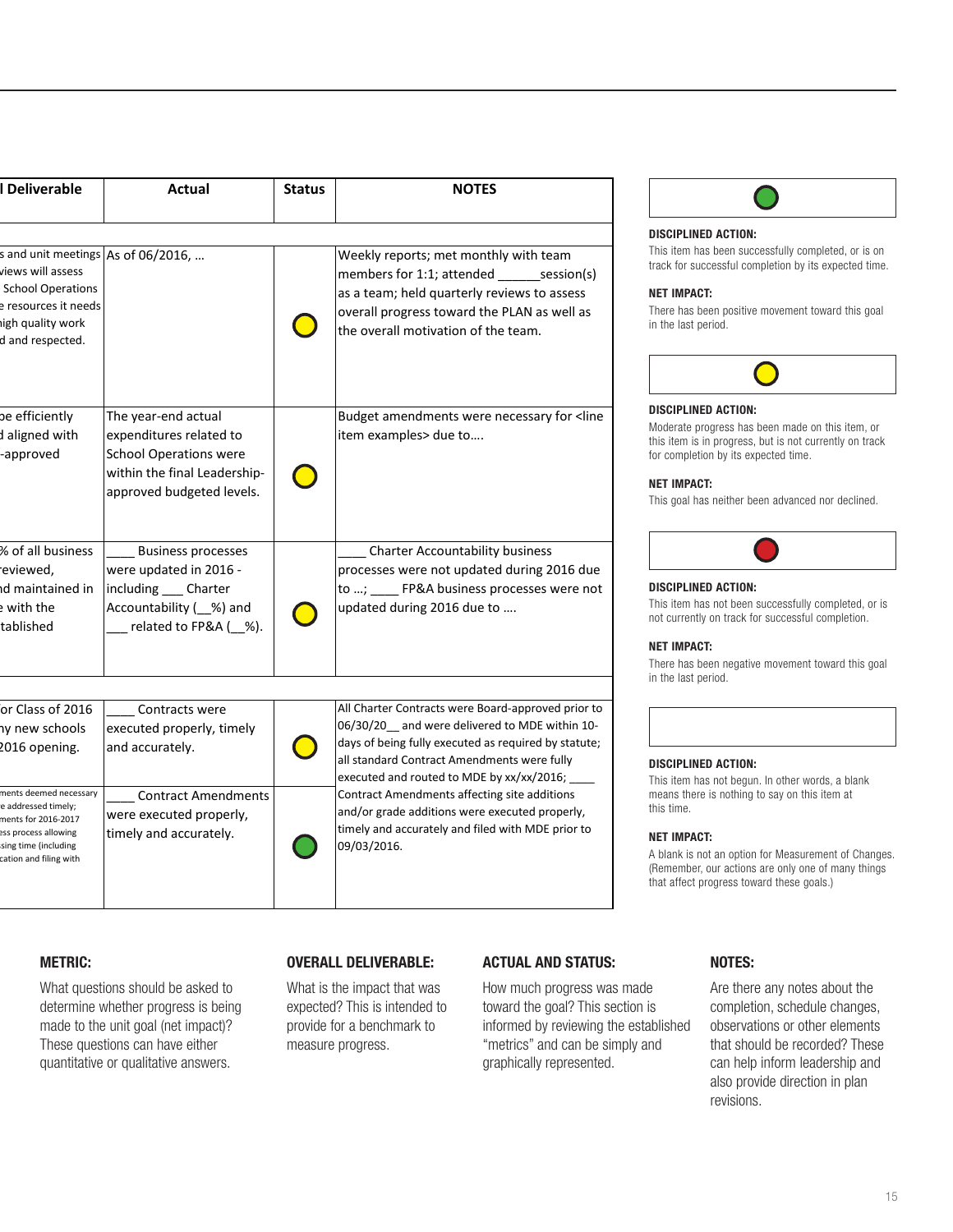| l Deliverable | Actual | Status | NOTES |
|---|---|---|---|
| | | | |
| s and unit meetings views will assess School Operations e resources it needs high quality work d and respected. | As of 06/2016, … | Yellow | Weekly reports; met monthly with team members for 1:1; attended ______session(s) as a team; held quarterly reviews to assess overall progress toward the PLAN as well as the overall motivation of the team. |
| be efficiently d aligned with -approved | The year-end actual expenditures related to School Operations were within the final Leadership-approved budgeted levels. | Yellow | Budget amendments were necessary for <line item examples> due to…. |
| % of all business reviewed, nd maintained in e with the tablished | ____ Business processes were updated in 2016 - including ___ Charter Accountability (__%) and ___ related to FP&A (__%). | Yellow | ____ Charter Accountability business processes were not updated during 2016 due to …; ____ FP&A business processes were not updated during 2016 due to …. |
| | | | |
| or Class of 2016 ny new schools 2016 opening. | ____ Contracts were executed properly, timely and accurately. | Yellow | All Charter Contracts were Board-approved prior to 06/30/20__ and were delivered to MDE within 10-days of being fully executed as required by statute; all standard Contract Amendments were fully executed and routed to MDE by xx/xx/2016; ____ Contract Amendments affecting site additions and/or grade additions were executed properly, timely and accurately and filed with MDE prior to 09/03/2016. |
| ments deemed necessary e addressed timely; ments for 2016-2017 ess process allowing sing time (including cation and filing with | ____ Contract Amendments were executed properly, timely and accurately. | Green | |

Green

**DISCIPLINED ACTION:**
This item has been successfully completed, or is on track for successful completion by its expected time.

**NET IMPACT:**
There has been positive movement toward this goal in the last period.

Yellow

**DISCIPLINED ACTION:**
Moderate progress has been made on this item, or this item is in progress, but is not currently on track for completion by its expected time.

**NET IMPACT:**
This goal has neither been advanced nor declined.

Red

**DISCIPLINED ACTION:**
This item has not been successfully completed, or is not currently on track for successful completion.

**NET IMPACT:**
There has been negative movement toward this goal in the last period.

Blank

**DISCIPLINED ACTION:**
This item has not begun. In other words, a blank means there is nothing to say on this item at this time.

**NET IMPACT:**
A blank is not an option for Measurement of Changes. (Remember, our actions are only one of many things that affect progress toward these goals.)

**METRIC:**
What questions should be asked to determine whether progress is being made to the unit goal (net impact)? These questions can have either quantitative or qualitative answers.

**OVERALL DELIVERABLE:**
What is the impact that was expected? This is intended to provide for a benchmark to measure progress.

**ACTUAL AND STATUS:**
How much progress was made toward the goal? This section is informed by reviewing the established "metrics" and can be simply and graphically represented.

**NOTES:**
Are there any notes about the completion, schedule changes, observations or other elements that should be recorded? These can help inform leadership and also provide direction in plan revisions.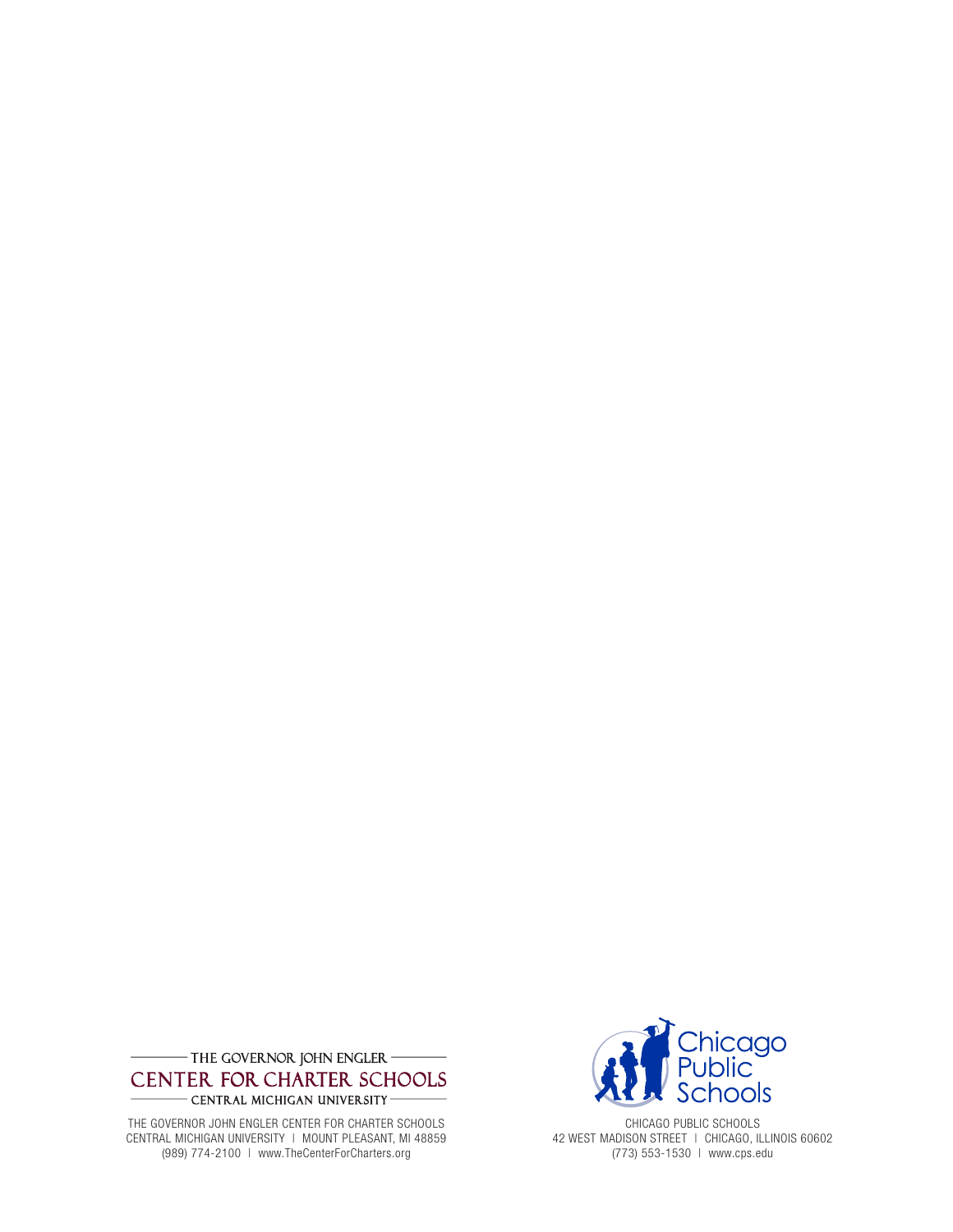THE GOVERNOR JOHN ENGLER
CENTER FOR CHARTER SCHOOLS
CENTRAL MICHIGAN UNIVERSITY

THE GOVERNOR JOHN ENGLER CENTER FOR CHARTER SCHOOLS
CENTRAL MICHIGAN UNIVERSITY | MOUNT PLEASANT, MI 48859
(989) 774-2100 | www.TheCenterForCharters.org

Chicago
Public
Schools

CHICAGO PUBLIC SCHOOLS
42 WEST MADISON STREET | CHICAGO, ILLINOIS 60602
(773) 553-1530 | www.cps.edu